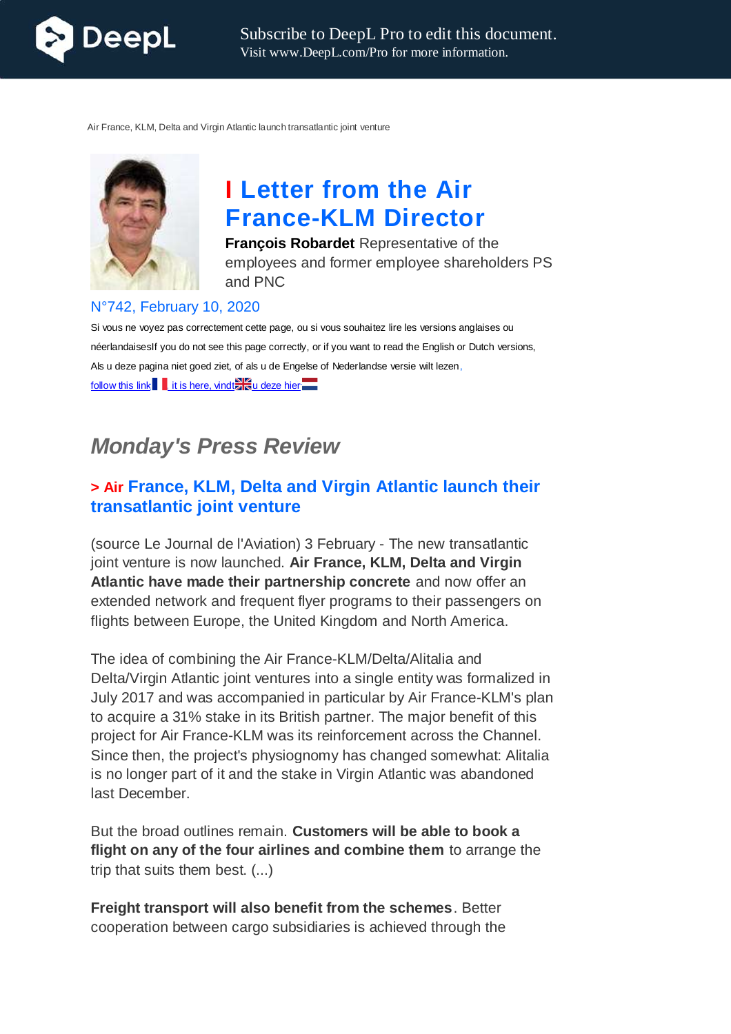Air France, KLM, Delta and Virgin Atlantic launch transatlantic joint venture

# I Letter from the Air France-KLM Director

**François Robardet** Representative of the employees and former employee shareholders PS and PNC

N°742, February 10, 2020

Si vous ne voyez pas correctement cette page, ou si vous souhaitez lire les versions anglaises ou néerlandaisesIf you do not see this page correctly, or if you want to read the English or Dutch versions, Als u deze pagina niet goed ziet, of als u de Engelse of Nederlandse versie wilt lezen, follow this link it is here, vindt u deze hier

## *Monday's Press Review*

### > Air France, KLM, Delta and Virgin Atlantic launch their transatlantic joint venture

(source Le Journal de l'Aviation) 3 February - The new transatlantic joint venture is now launched. **Air France, KLM, Delta and Virgin Atlantic have made their partnership concrete** and now offer an extended network and frequent flyer programs to their passengers on flights between Europe, the United Kingdom and North America.

The idea of combining the Air France-KLM/Delta/Alitalia and Delta/Virgin Atlantic joint ventures into a single entity was formalized in July 2017 and was accompanied in particular by Air France-KLM's plan to acquire a 31% stake in its British partner. The major benefit of this project for Air France-KLM was its reinforcement across the Channel. Since then, the project's physiognomy has changed somewhat: Alitalia is no longer part of it and the stake in Virgin Atlantic was abandoned last December.

But the broad outlines remain. **Customers will be able to book a flight on any of the four airlines and combine them** to arrange the trip that suits them best. (...)

**Freight transport will also benefit from the schemes**. Better cooperation between cargo subsidiaries is achieved through the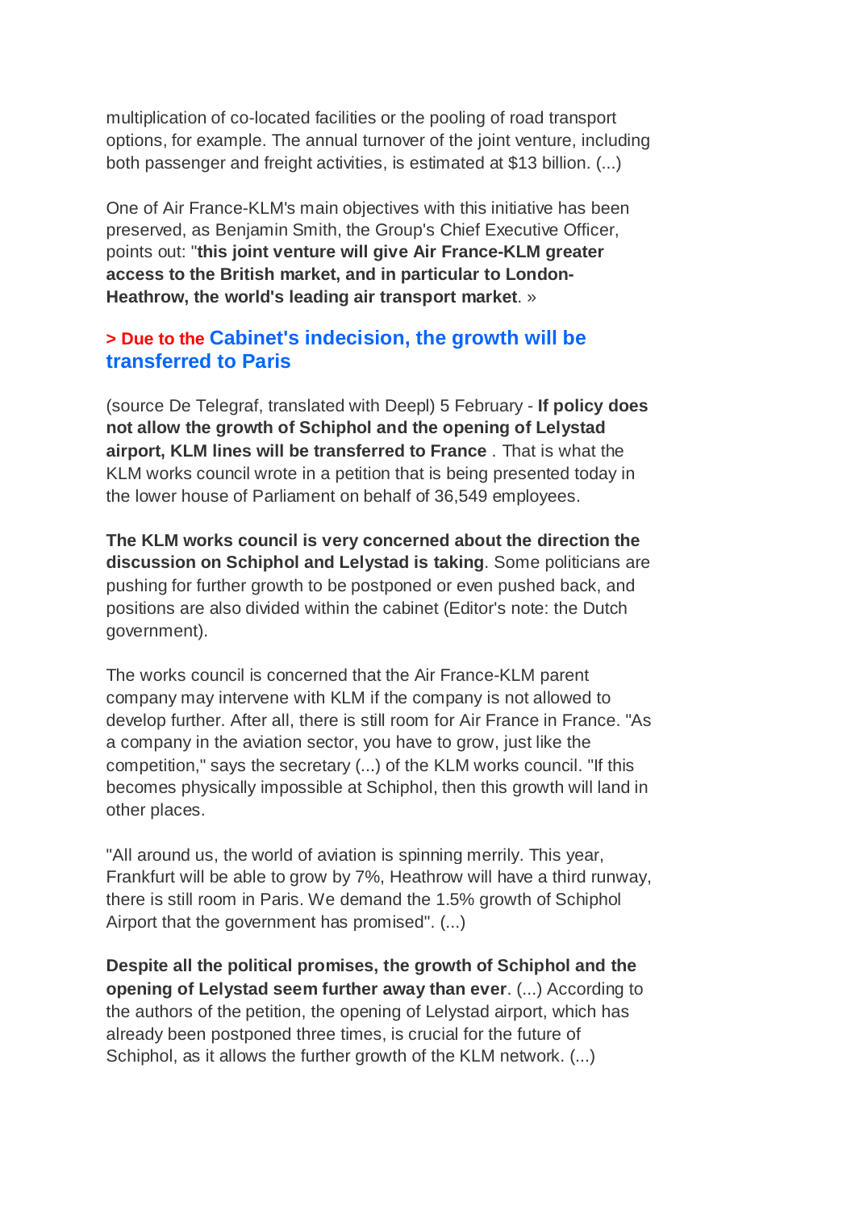multiplication of co-located facilities or the pooling of road transport options, for example. The annual turnover of the joint venture, including both passenger and freight activities, is estimated at $13 billion. (...)

One of Air France-KLM's main objectives with this initiative has been preserved, as Benjamin Smith, the Group's Chief Executive Officer, points out: "**this joint venture will give Air France-KLM greater access to the British market, and in particular to London-Heathrow, the world's leading air transport market**. »

### > Due to the Cabinet's indecision, the growth will be transferred to Paris

(source De Telegraf, translated with Deepl) 5 February - **If policy does not allow the growth of Schiphol and the opening of Lelystad airport, KLM lines will be transferred to France** . That is what the KLM works council wrote in a petition that is being presented today in the lower house of Parliament on behalf of 36,549 employees.

**The KLM works council is very concerned about the direction the discussion on Schiphol and Lelystad is taking**. Some politicians are pushing for further growth to be postponed or even pushed back, and positions are also divided within the cabinet (Editor's note: the Dutch government).

The works council is concerned that the Air France-KLM parent company may intervene with KLM if the company is not allowed to develop further. After all, there is still room for Air France in France. "As a company in the aviation sector, you have to grow, just like the competition," says the secretary (...) of the KLM works council. "If this becomes physically impossible at Schiphol, then this growth will land in other places.

"All around us, the world of aviation is spinning merrily. This year, Frankfurt will be able to grow by 7%, Heathrow will have a third runway, there is still room in Paris. We demand the 1.5% growth of Schiphol Airport that the government has promised". (...)

**Despite all the political promises, the growth of Schiphol and the opening of Lelystad seem further away than ever**. (...) According to the authors of the petition, the opening of Lelystad airport, which has already been postponed three times, is crucial for the future of Schiphol, as it allows the further growth of the KLM network. (...)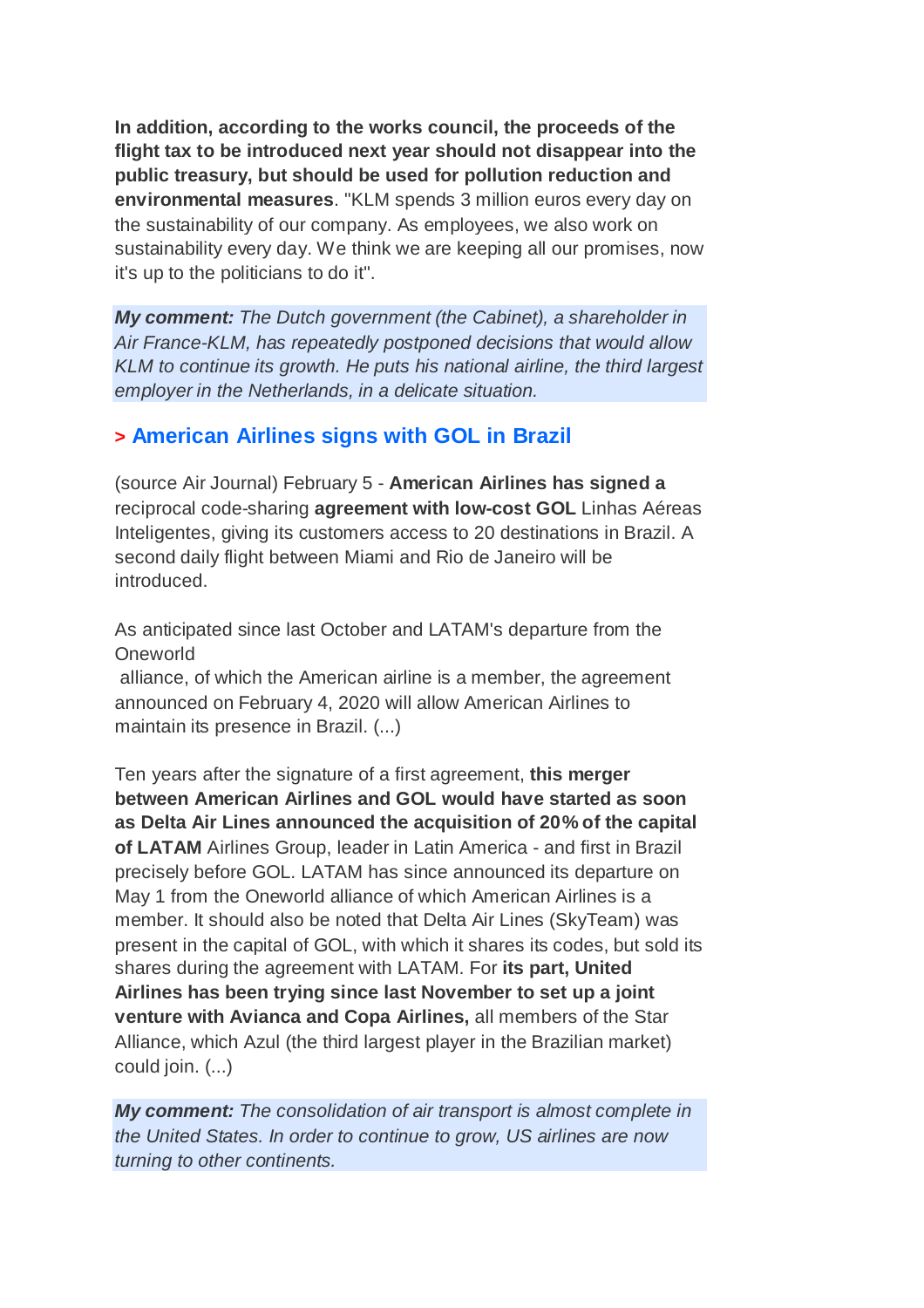**In addition, according to the works council, the proceeds of the flight tax to be introduced next year should not disappear into the public treasury, but should be used for pollution reduction and environmental measures**. "KLM spends 3 million euros every day on the sustainability of our company. As employees, we also work on sustainability every day. We think we are keeping all our promises, now it's up to the politicians to do it".

***My comment:*** *The Dutch government (the Cabinet), a shareholder in Air France-KLM, has repeatedly postponed decisions that would allow KLM to continue its growth. He puts his national airline, the third largest employer in the Netherlands, in a delicate situation.*

## > American Airlines signs with GOL in Brazil

(source Air Journal) February 5 - **American Airlines has signed a** reciprocal code-sharing **agreement with low-cost GOL** Linhas Aéreas Inteligentes, giving its customers access to 20 destinations in Brazil. A second daily flight between Miami and Rio de Janeiro will be introduced.

As anticipated since last October and LATAM's departure from the Oneworld alliance, of which the American airline is a member, the agreement announced on February 4, 2020 will allow American Airlines to maintain its presence in Brazil. (...)

Ten years after the signature of a first agreement, **this merger between American Airlines and GOL would have started as soon as Delta Air Lines announced the acquisition of 20% of the capital of LATAM** Airlines Group, leader in Latin America - and first in Brazil precisely before GOL. LATAM has since announced its departure on May 1 from the Oneworld alliance of which American Airlines is a member. It should also be noted that Delta Air Lines (SkyTeam) was present in the capital of GOL, with which it shares its codes, but sold its shares during the agreement with LATAM. For **its part, United Airlines has been trying since last November to set up a joint venture with Avianca and Copa Airlines,** all members of the Star Alliance, which Azul (the third largest player in the Brazilian market) could join. (...)

***My comment:*** *The consolidation of air transport is almost complete in the United States. In order to continue to grow, US airlines are now turning to other continents.*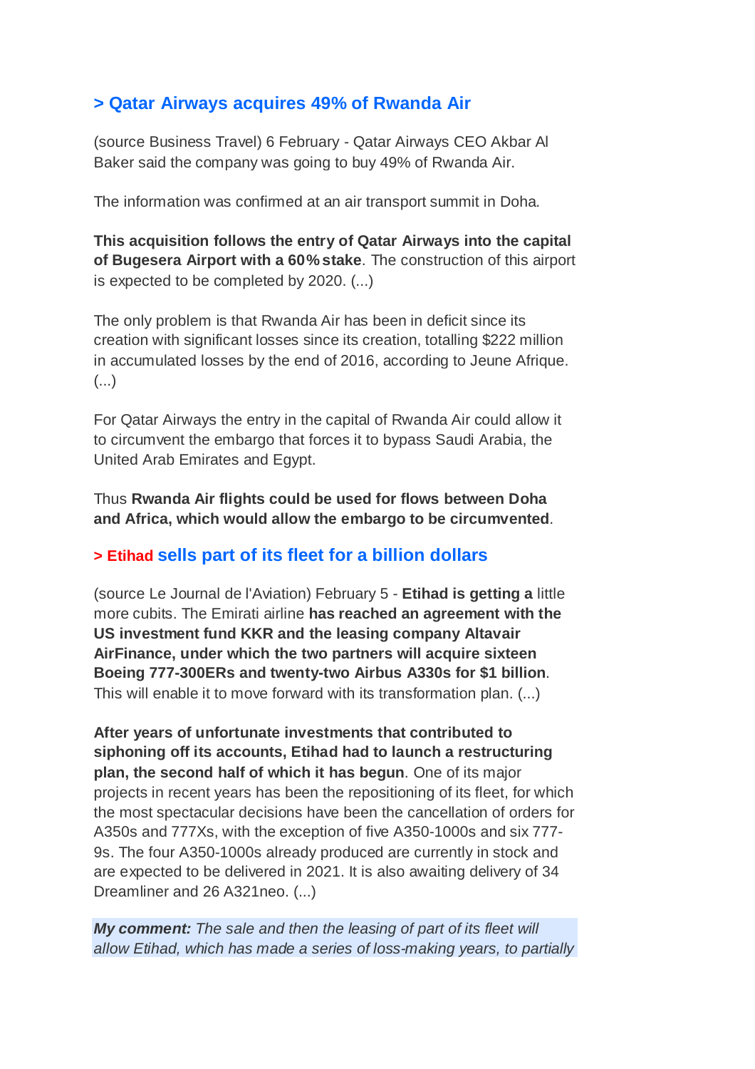## > Qatar Airways acquires 49% of Rwanda Air

(source Business Travel) 6 February - Qatar Airways CEO Akbar Al Baker said the company was going to buy 49% of Rwanda Air.

The information was confirmed at an air transport summit in Doha.

**This acquisition follows the entry of Qatar Airways into the capital of Bugesera Airport with a 60% stake**. The construction of this airport is expected to be completed by 2020. (...)

The only problem is that Rwanda Air has been in deficit since its creation with significant losses since its creation, totalling $222 million in accumulated losses by the end of 2016, according to Jeune Afrique. (...)

For Qatar Airways the entry in the capital of Rwanda Air could allow it to circumvent the embargo that forces it to bypass Saudi Arabia, the United Arab Emirates and Egypt.

Thus **Rwanda Air flights could be used for flows between Doha and Africa, which would allow the embargo to be circumvented**.

## > Etihad sells part of its fleet for a billion dollars

(source Le Journal de l'Aviation) February 5 - **Etihad is getting a** little more cubits. The Emirati airline **has reached an agreement with the US investment fund KKR and the leasing company Altavair AirFinance, under which the two partners will acquire sixteen Boeing 777-300ERs and twenty-two Airbus A330s for $1 billion**. This will enable it to move forward with its transformation plan. (...)

**After years of unfortunate investments that contributed to siphoning off its accounts, Etihad had to launch a restructuring plan, the second half of which it has begun**. One of its major projects in recent years has been the repositioning of its fleet, for which the most spectacular decisions have been the cancellation of orders for A350s and 777Xs, with the exception of five A350-1000s and six 777-9s. The four A350-1000s already produced are currently in stock and are expected to be delivered in 2021. It is also awaiting delivery of 34 Dreamliner and 26 A321neo. (...)

***My comment:*** *The sale and then the leasing of part of its fleet will allow Etihad, which has made a series of loss-making years, to partially*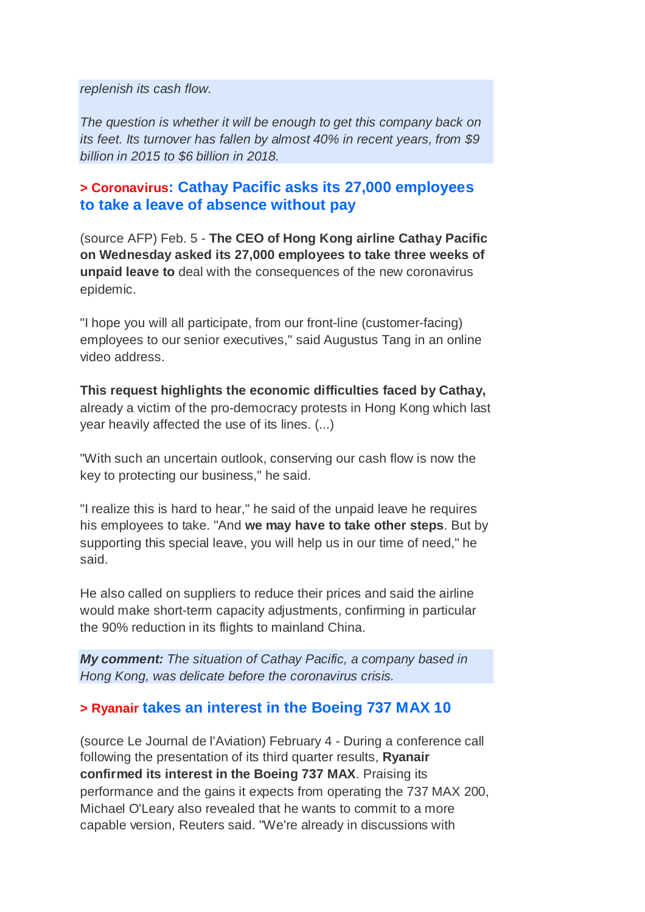*replenish its cash flow.*

*The question is whether it will be enough to get this company back on its feet. Its turnover has fallen by almost 40% in recent years, from $9 billion in 2015 to $6 billion in 2018.*

## > Coronavirus: Cathay Pacific asks its 27,000 employees to take a leave of absence without pay

(source AFP) Feb. 5 - **The CEO of Hong Kong airline Cathay Pacific on Wednesday asked its 27,000 employees to take three weeks of unpaid leave to** deal with the consequences of the new coronavirus epidemic.

"I hope you will all participate, from our front-line (customer-facing) employees to our senior executives," said Augustus Tang in an online video address.

**This request highlights the economic difficulties faced by Cathay,** already a victim of the pro-democracy protests in Hong Kong which last year heavily affected the use of its lines. (...)

"With such an uncertain outlook, conserving our cash flow is now the key to protecting our business," he said.

"I realize this is hard to hear," he said of the unpaid leave he requires his employees to take. "And **we may have to take other steps**. But by supporting this special leave, you will help us in our time of need," he said.

He also called on suppliers to reduce their prices and said the airline would make short-term capacity adjustments, confirming in particular the 90% reduction in its flights to mainland China.

***My comment:*** *The situation of Cathay Pacific, a company based in Hong Kong, was delicate before the coronavirus crisis.*

## > Ryanair takes an interest in the Boeing 737 MAX 10

(source Le Journal de l'Aviation) February 4 - During a conference call following the presentation of its third quarter results, **Ryanair confirmed its interest in the Boeing 737 MAX**. Praising its performance and the gains it expects from operating the 737 MAX 200, Michael O'Leary also revealed that he wants to commit to a more capable version, Reuters said. "We're already in discussions with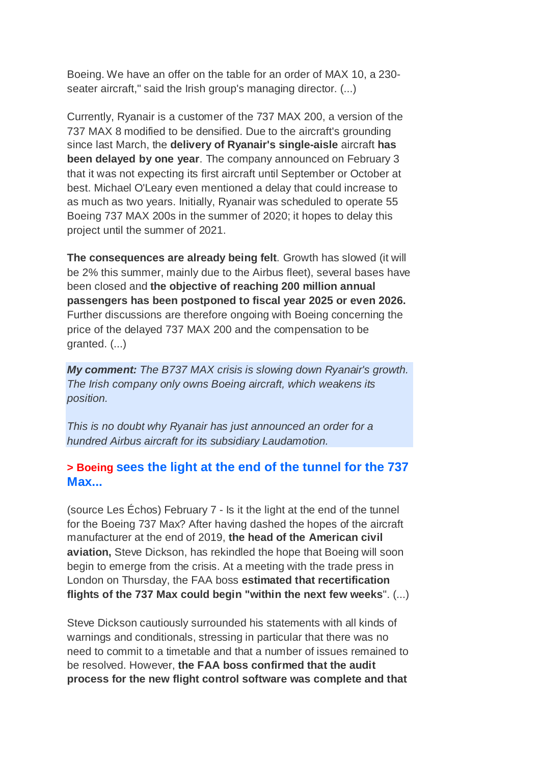Boeing. We have an offer on the table for an order of MAX 10, a 230-seater aircraft," said the Irish group's managing director. (...)

Currently, Ryanair is a customer of the 737 MAX 200, a version of the 737 MAX 8 modified to be densified. Due to the aircraft's grounding since last March, the **delivery of Ryanair's single-aisle** aircraft **has been delayed by one year**. The company announced on February 3 that it was not expecting its first aircraft until September or October at best. Michael O'Leary even mentioned a delay that could increase to as much as two years. Initially, Ryanair was scheduled to operate 55 Boeing 737 MAX 200s in the summer of 2020; it hopes to delay this project until the summer of 2021.

**The consequences are already being felt**. Growth has slowed (it will be 2% this summer, mainly due to the Airbus fleet), several bases have been closed and **the objective of reaching 200 million annual passengers has been postponed to fiscal year 2025 or even 2026.** Further discussions are therefore ongoing with Boeing concerning the price of the delayed 737 MAX 200 and the compensation to be granted. (...)

***My comment:*** *The B737 MAX crisis is slowing down Ryanair's growth. The Irish company only owns Boeing aircraft, which weakens its position.*

*This is no doubt why Ryanair has just announced an order for a hundred Airbus aircraft for its subsidiary Laudamotion.*

### > Boeing sees the light at the end of the tunnel for the 737 Max...

(source Les Échos) February 7 - Is it the light at the end of the tunnel for the Boeing 737 Max? After having dashed the hopes of the aircraft manufacturer at the end of 2019, **the head of the American civil aviation,** Steve Dickson, has rekindled the hope that Boeing will soon begin to emerge from the crisis. At a meeting with the trade press in London on Thursday, the FAA boss **estimated that recertification flights of the 737 Max could begin "within the next few weeks**". (...)

Steve Dickson cautiously surrounded his statements with all kinds of warnings and conditionals, stressing in particular that there was no need to commit to a timetable and that a number of issues remained to be resolved. However, **the FAA boss confirmed that the audit process for the new flight control software was complete and that**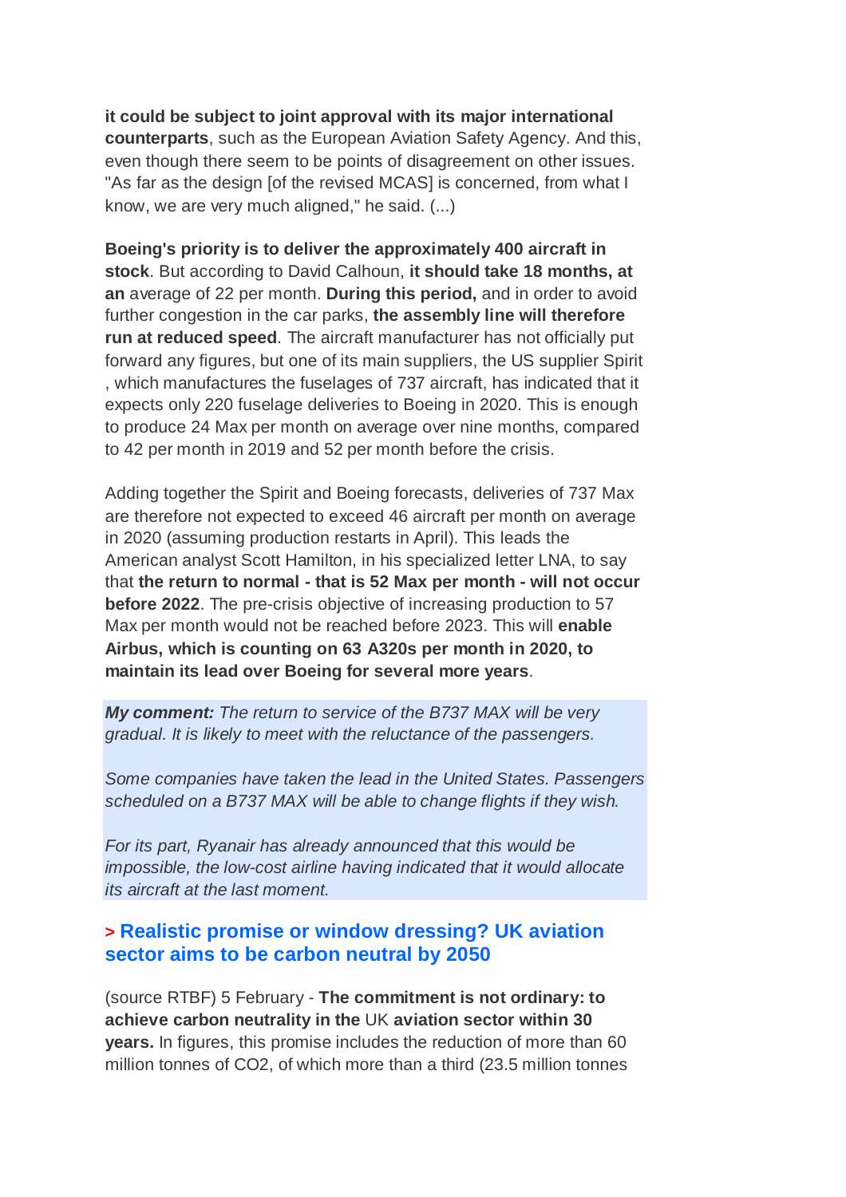**it could be subject to joint approval with its major international counterparts**, such as the European Aviation Safety Agency. And this, even though there seem to be points of disagreement on other issues. "As far as the design [of the revised MCAS] is concerned, from what I know, we are very much aligned," he said. (...)

**Boeing's priority is to deliver the approximately 400 aircraft in stock**. But according to David Calhoun, **it should take 18 months, at an** average of 22 per month. **During this period,** and in order to avoid further congestion in the car parks, **the assembly line will therefore run at reduced speed**. The aircraft manufacturer has not officially put forward any figures, but one of its main suppliers, the US supplier Spirit , which manufactures the fuselages of 737 aircraft, has indicated that it expects only 220 fuselage deliveries to Boeing in 2020. This is enough to produce 24 Max per month on average over nine months, compared to 42 per month in 2019 and 52 per month before the crisis.

Adding together the Spirit and Boeing forecasts, deliveries of 737 Max are therefore not expected to exceed 46 aircraft per month on average in 2020 (assuming production restarts in April). This leads the American analyst Scott Hamilton, in his specialized letter LNA, to say that **the return to normal - that is 52 Max per month - will not occur before 2022**. The pre-crisis objective of increasing production to 57 Max per month would not be reached before 2023. This will **enable Airbus, which is counting on 63 A320s per month in 2020, to maintain its lead over Boeing for several more years**.

***My comment:*** *The return to service of the B737 MAX will be very gradual. It is likely to meet with the reluctance of the passengers.*

*Some companies have taken the lead in the United States. Passengers scheduled on a B737 MAX will be able to change flights if they wish.*

*For its part, Ryanair has already announced that this would be impossible, the low-cost airline having indicated that it would allocate its aircraft at the last moment.*

### > Realistic promise or window dressing? UK aviation sector aims to be carbon neutral by 2050

(source RTBF) 5 February - **The commitment is not ordinary: to achieve carbon neutrality in the** UK **aviation sector within 30 years.** In figures, this promise includes the reduction of more than 60 million tonnes of $CO_2$, of which more than a third (23.5 million tonnes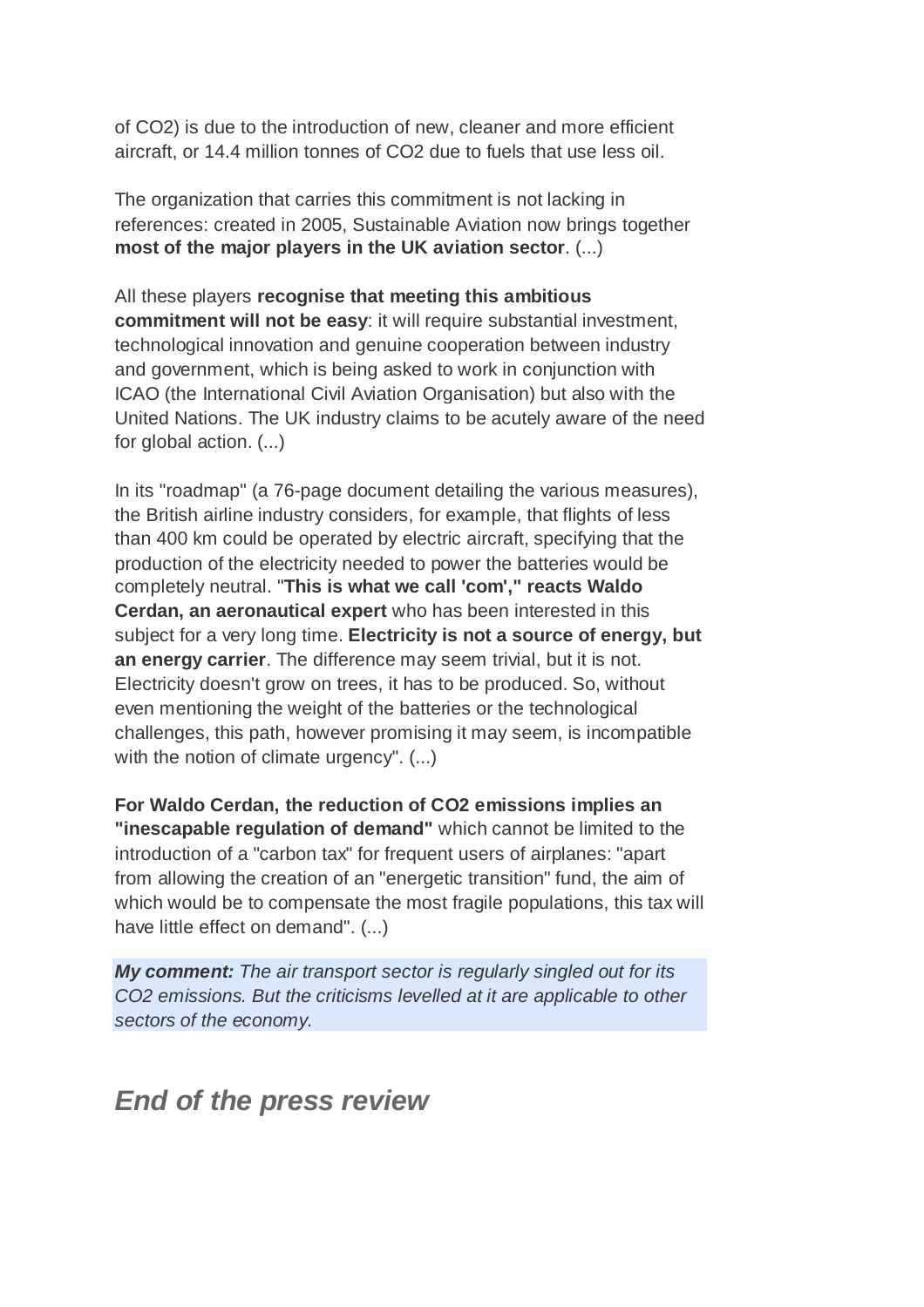of $CO_2$) is due to the introduction of new, cleaner and more efficient aircraft, or 14.4 million tonnes of $CO_2$ due to fuels that use less oil.

The organization that carries this commitment is not lacking in references: created in 2005, Sustainable Aviation now brings together **most of the major players in the UK aviation sector**. (...)

All these players **recognise that meeting this ambitious commitment will not be easy**: it will require substantial investment, technological innovation and genuine cooperation between industry and government, which is being asked to work in conjunction with ICAO (the International Civil Aviation Organisation) but also with the United Nations. The UK industry claims to be acutely aware of the need for global action. (...)

In its "roadmap" (a 76-page document detailing the various measures), the British airline industry considers, for example, that flights of less than 400 km could be operated by electric aircraft, specifying that the production of the electricity needed to power the batteries would be completely neutral. "**This is what we call 'com'," reacts Waldo Cerdan, an aeronautical expert** who has been interested in this subject for a very long time. **Electricity is not a source of energy, but an energy carrier**. The difference may seem trivial, but it is not. Electricity doesn't grow on trees, it has to be produced. So, without even mentioning the weight of the batteries or the technological challenges, this path, however promising it may seem, is incompatible with the notion of climate urgency". (...)

**For Waldo Cerdan, the reduction of $CO_2$ emissions implies an "inescapable regulation of demand"** which cannot be limited to the introduction of a "carbon tax" for frequent users of airplanes: "apart from allowing the creation of an "energetic transition" fund, the aim of which would be to compensate the most fragile populations, this tax will have little effect on demand". (...)

***My comment:*** *The air transport sector is regularly singled out for its $CO_2$ emissions. But the criticisms levelled at it are applicable to other sectors of the economy.*

## *End of the press review*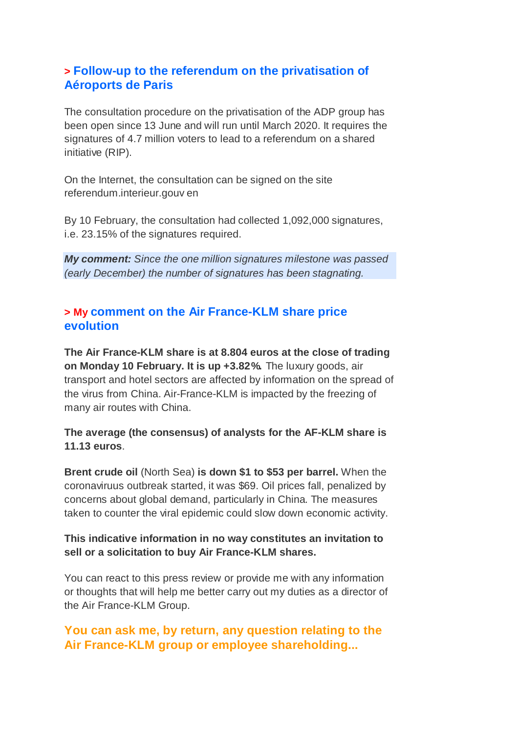## > Follow-up to the referendum on the privatisation of Aéroports de Paris

The consultation procedure on the privatisation of the ADP group has been open since 13 June and will run until March 2020. It requires the signatures of 4.7 million voters to lead to a referendum on a shared initiative (RIP).

On the Internet, the consultation can be signed on the site referendum.interieur.gouv en

By 10 February, the consultation had collected 1,092,000 signatures, i.e. 23.15% of the signatures required.

***My comment:*** *Since the one million signatures milestone was passed (early December) the number of signatures has been stagnating.*

## > My comment on the Air France-KLM share price evolution

**The Air France-KLM share is at 8.804 euros at the close of trading on Monday 10 February. It is up +3.82%.** The luxury goods, air transport and hotel sectors are affected by information on the spread of the virus from China. Air-France-KLM is impacted by the freezing of many air routes with China.

**The average (the consensus) of analysts for the AF-KLM share is 11.13 euros**.

**Brent crude oil** (North Sea) **is down $1 to $53 per barrel.** When the coronaviruus outbreak started, it was $69. Oil prices fall, penalized by concerns about global demand, particularly in China. The measures taken to counter the viral epidemic could slow down economic activity.

**This indicative information in no way constitutes an invitation to sell or a solicitation to buy Air France-KLM shares.**

You can react to this press review or provide me with any information or thoughts that will help me better carry out my duties as a director of the Air France-KLM Group.

**You can ask me, by return, any question relating to the Air France-KLM group or employee shareholding...**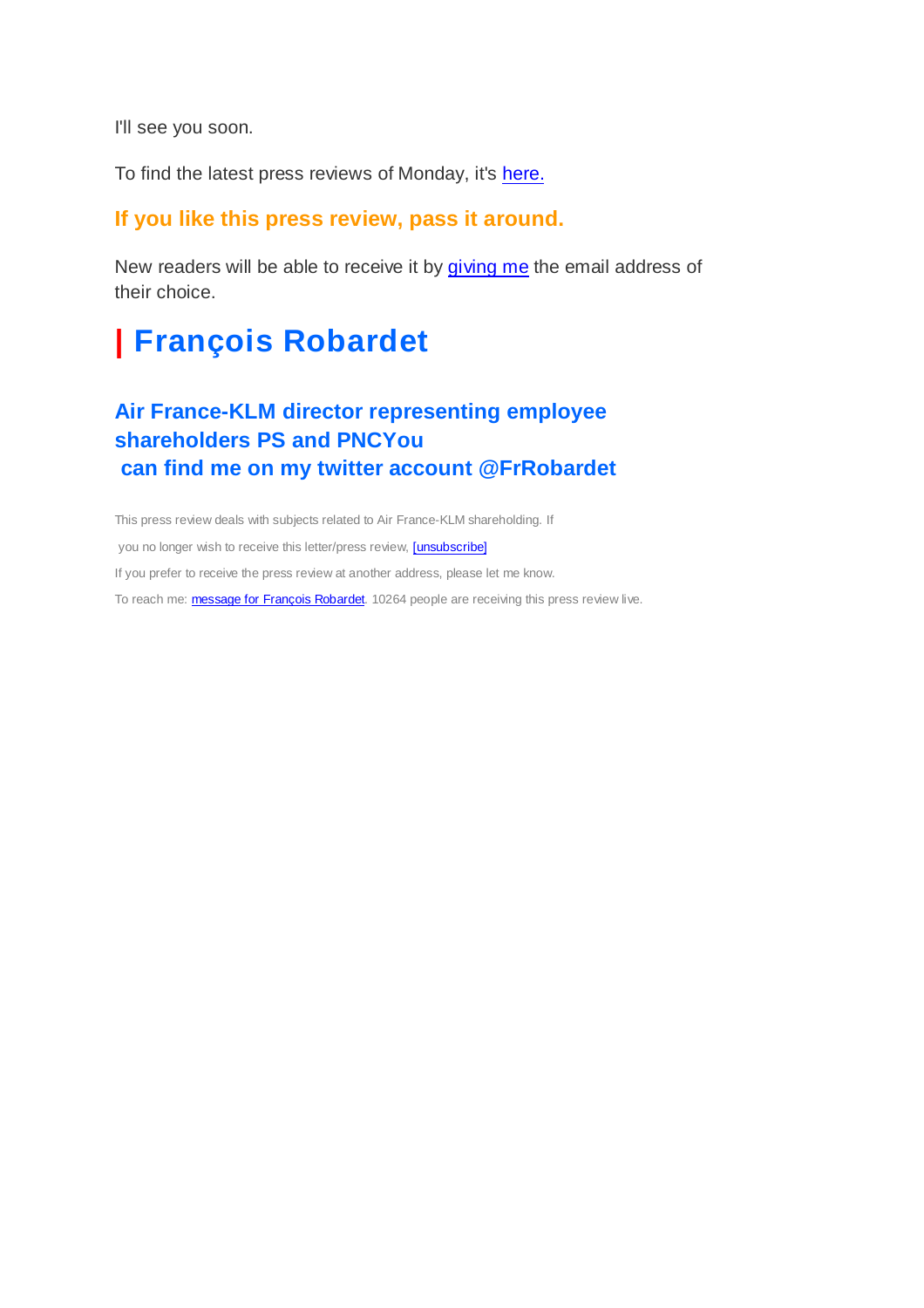I'll see you soon.

To find the latest press reviews of Monday, it's here.

**If you like this press review, pass it around.**

New readers will be able to receive it by giving me the email address of their choice.

# | François Robardet

### Air France-KLM director representing employee shareholders PS and PNCYou can find me on my twitter account @FrRobardet

This press review deals with subjects related to Air France-KLM shareholding. If you no longer wish to receive this letter/press review, [unsubscribe]

If you prefer to receive the press review at another address, please let me know.

To reach me: message for François Robardet. 10264 people are receiving this press review live.